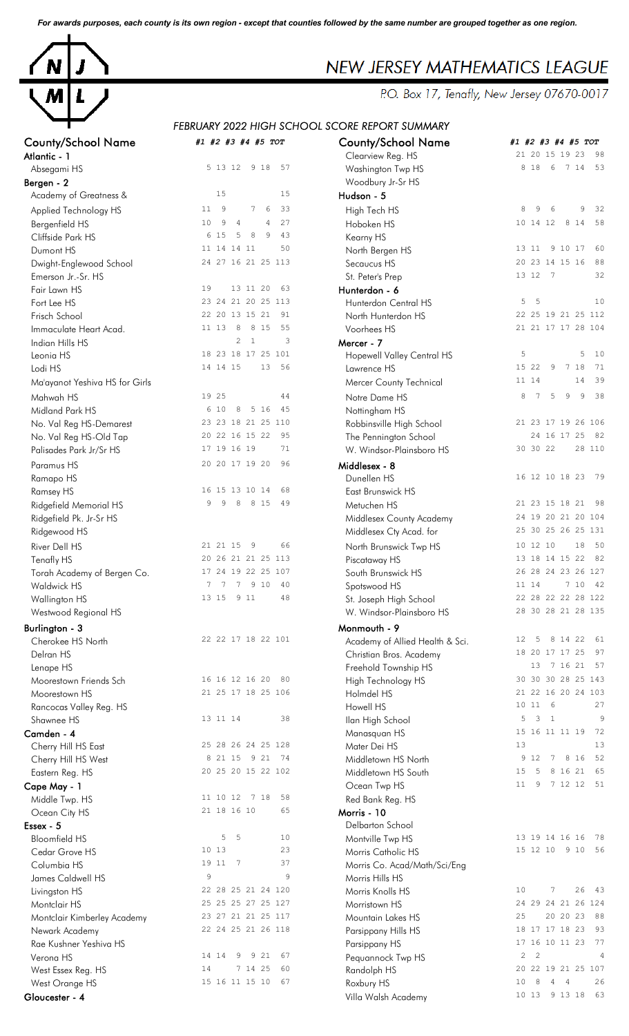*For awards purposes, each county is its own region - except that counties followed by the same number are grouped together as one region.*

# NEW JERSEY MATHEMATICS LEAGUE

P.O. Box 17, Tenafly, New Jersey 07670-0017

## FEBRUARY 2022 HIGH SCHOOL SCORE REPORT SUMMARY

| County/School Name | #1 | #2 | #3 | #4 | #5 | TOT |
|---|---|---|---|---|---|---|
| **Atlantic - 1** | | | | | | |
| Absegami HS | 5 | 13 | 12 | 9 | 18 | 57 |
| **Bergen - 2** | | | | | | |
| Academy of Greatness & | | 15 | | | | 15 |
| Applied Technology HS | 11 | 9 | | 7 | 6 | 33 |
| Bergenfield HS | 10 | 9 | 4 | | 4 | 27 |
| Cliffside Park HS | 6 | 15 | 5 | 8 | 9 | 43 |
| Dumont HS | 11 | 14 | 14 | 11 | | 50 |
| Dwight-Englewood School | 24 | 27 | 16 | 21 | 25 | 113 |
| Emerson Jr.-Sr. HS | | | | | | |
| Fair Lawn HS | 19 | | 13 | 11 | 20 | 63 |
| Fort Lee HS | 23 | 24 | 21 | 20 | 25 | 113 |
| Frisch School | 22 | 20 | 13 | 15 | 21 | 91 |
| Immaculate Heart Acad. | 11 | 13 | 8 | 8 | 15 | 55 |
| Indian Hills HS | | | | 2 | 1 | 3 |
| Leonia HS | 18 | 23 | 18 | 17 | 25 | 101 |
| Lodi HS | 14 | 14 | 15 | | 13 | 56 |
| Ma'ayanot Yeshiva HS for Girls | | | | | | |
| Mahwah HS | 19 | 25 | | | | 44 |
| Midland Park HS | 6 | 10 | 8 | 5 | 16 | 45 |
| No. Val Reg HS-Demarest | 23 | 23 | 18 | 21 | 25 | 110 |
| No. Val Reg HS-Old Tap | 20 | 22 | 16 | 15 | 22 | 95 |
| Palisades Park Jr/Sr HS | 17 | 19 | 16 | 19 | | 71 |
| Paramus HS | 20 | 20 | 17 | 19 | 20 | 96 |
| Ramapo HS | | | | | | |
| Ramsey HS | 16 | 15 | 13 | 10 | 14 | 68 |
| Ridgefield Memorial HS | 9 | 9 | 8 | 8 | 15 | 49 |
| Ridgefield Pk. Jr-Sr HS | | | | | | |
| Ridgewood HS | | | | | | |
| River Dell HS | 21 | 21 | 15 | 9 | | 66 |
| Tenafly HS | 20 | 26 | 21 | 21 | 25 | 113 |
| Torah Academy of Bergen Co. | 17 | 24 | 19 | 22 | 25 | 107 |
| Waldwick HS | 7 | 7 | 7 | 9 | 10 | 40 |
| Wallington HS | 13 | 15 | | 9 | 11 | 48 |
| Westwood Regional HS | | | | | | |
| **Burlington - 3** | | | | | | |
| Cherokee HS North | 22 | 22 | 17 | 18 | 22 | 101 |
| Delran HS | | | | | | |
| Lenape HS | | | | | | |
| Moorestown Friends Sch | 16 | 16 | 12 | 16 | 20 | 80 |
| Moorestown HS | 21 | 25 | 17 | 18 | 25 | 106 |
| Rancocas Valley Reg. HS | | | | | | |
| Shawnee HS | 13 | 11 | 14 | | | 38 |
| **Camden - 4** | | | | | | |
| Cherry Hill HS East | 25 | 28 | 26 | 24 | 25 | 128 |
| Cherry Hill HS West | 8 | 21 | 15 | 9 | 21 | 74 |
| Eastern Reg. HS | 20 | 25 | 20 | 15 | 22 | 102 |
| **Cape May - 1** | | | | | | |
| Middle Twp. HS | 11 | 10 | 12 | 7 | 18 | 58 |
| Ocean City HS | 21 | 18 | 16 | 10 | | 65 |
| **Essex - 5** | | | | | | |
| Bloomfield HS | | 5 | 5 | | | 10 |
| Cedar Grove HS | 10 | 13 | | | | 23 |
| Columbia HS | 19 | 11 | 7 | | | 37 |
| James Caldwell HS | 9 | | | | | 9 |
| Livingston HS | 22 | 28 | 25 | 21 | 24 | 120 |
| Montclair HS | 25 | 25 | 25 | 27 | 25 | 127 |
| Montclair Kimberley Academy | 23 | 27 | 21 | 21 | 25 | 117 |
| Newark Academy | 22 | 24 | 25 | 21 | 26 | 118 |
| Rae Kushner Yeshiva HS | | | | | | |
| Verona HS | 14 | 14 | 9 | 9 | 21 | 67 |
| West Essex Reg. HS | 14 | | 7 | 14 | 25 | 60 |
| West Orange HS | 15 | 16 | 11 | 15 | 10 | 67 |
| **Gloucester - 4** | | | | | | |
| Clearview Reg. HS | 21 | 20 | 15 | 19 | 23 | 98 |
| Washington Twp HS | 8 | 18 | 6 | 7 | 14 | 53 |
| Woodbury Jr-Sr HS | | | | | | |
| **Hudson - 5** | | | | | | |
| High Tech HS | 8 | 9 | 6 | | 9 | 32 |
| Hoboken HS | 10 | 14 | 12 | 8 | 14 | 58 |
| Kearny HS | | | | | | |
| North Bergen HS | 13 | 11 | 9 | 10 | 17 | 60 |
| Secaucus HS | 20 | 23 | 14 | 15 | 16 | 88 |
| St. Peter's Prep | 13 | 12 | 7 | | | 32 |
| **Hunterdon - 6** | | | | | | |
| Hunterdon Central HS | 5 | 5 | | | | 10 |
| North Hunterdon HS | 22 | 25 | 19 | 21 | 25 | 112 |
| Voorhees HS | 21 | 21 | 17 | 17 | 28 | 104 |
| **Mercer - 7** | | | | | | |
| Hopewell Valley Central HS | 5 | | | | 5 | 10 |
| Lawrence HS | 15 | 22 | 9 | 7 | 18 | 71 |
| Mercer County Technical | 11 | 14 | | | 14 | 39 |
| Notre Dame HS | 8 | 7 | 5 | 9 | 9 | 38 |
| Nottingham HS | | | | | | |
| Robbinsville High School | 21 | 23 | 17 | 19 | 26 | 106 |
| The Pennington School | | 24 | 16 | 17 | 25 | 82 |
| W. Windsor-Plainsboro HS | 30 | 30 | 22 | | 28 | 110 |
| **Middlesex - 8** | | | | | | |
| Dunellen HS | 16 | 12 | 10 | 18 | 23 | 79 |
| East Brunswick HS | | | | | | |
| Metuchen HS | 21 | 23 | 15 | 18 | 21 | 98 |
| Middlesex County Academy | 24 | 19 | 20 | 21 | 20 | 104 |
| Middlesex Cty Acad. for | 25 | 30 | 25 | 26 | 25 | 131 |
| North Brunswick Twp HS | 10 | 12 | 10 | | 18 | 50 |
| Piscataway HS | 13 | 18 | 14 | 15 | 22 | 82 |
| South Brunswick HS | 26 | 28 | 24 | 23 | 26 | 127 |
| Spotswood HS | 11 | 14 | | 7 | 10 | 42 |
| St. Joseph High School | 22 | 28 | 22 | 22 | 28 | 122 |
| W. Windsor-Plainsboro HS | 28 | 30 | 28 | 21 | 28 | 135 |
| **Monmouth - 9** | | | | | | |
| Academy of Allied Health & Sci. | 12 | 5 | 8 | 14 | 22 | 61 |
| Christian Bros. Academy | 18 | 20 | 17 | 17 | 25 | 97 |
| Freehold Township HS | | 13 | 7 | 16 | 21 | 57 |
| High Technology HS | 30 | 30 | 30 | 28 | 25 | 143 |
| Holmdel HS | 21 | 22 | 16 | 20 | 24 | 103 |
| Howell HS | 10 | 11 | 6 | | | 27 |
| Ilan High School | 5 | 3 | 1 | | | 9 |
| Manasquan HS | 15 | 16 | 11 | 11 | 19 | 72 |
| Mater Dei HS | 13 | | | | | 13 |
| Middletown HS North | 9 | 12 | 7 | 8 | 16 | 52 |
| Middletown HS South | 15 | 5 | 8 | 16 | 21 | 65 |
| Ocean Twp HS | 11 | 9 | 7 | 12 | 12 | 51 |
| Red Bank Reg. HS | | | | | | |
| **Morris - 10** | | | | | | |
| Delbarton School | | | | | | |
| Montville Twp HS | 13 | 19 | 14 | 16 | 16 | 78 |
| Morris Catholic HS | 15 | 12 | 10 | 9 | 10 | 56 |
| Morris Co. Acad/Math/Sci/Eng | | | | | | |
| Morris Hills HS | | | | | | |
| Morris Knolls HS | 10 | | 7 | | 26 | 43 |
| Morristown HS | 24 | 29 | 24 | 21 | 26 | 124 |
| Mountain Lakes HS | 25 | | 20 | 20 | 23 | 88 |
| Parsippany Hills HS | 18 | 17 | 17 | 18 | 23 | 93 |
| Parsippany HS | 17 | 16 | 10 | 11 | 23 | 77 |
| Pequannock Twp HS | 2 | 2 | | | | 4 |
| Randolph HS | 20 | 22 | 19 | 21 | 25 | 107 |
| Roxbury HS | 10 | 8 | 4 | 4 | | 26 |
| Villa Walsh Academy | 10 | 13 | 9 | 13 | 18 | 63 |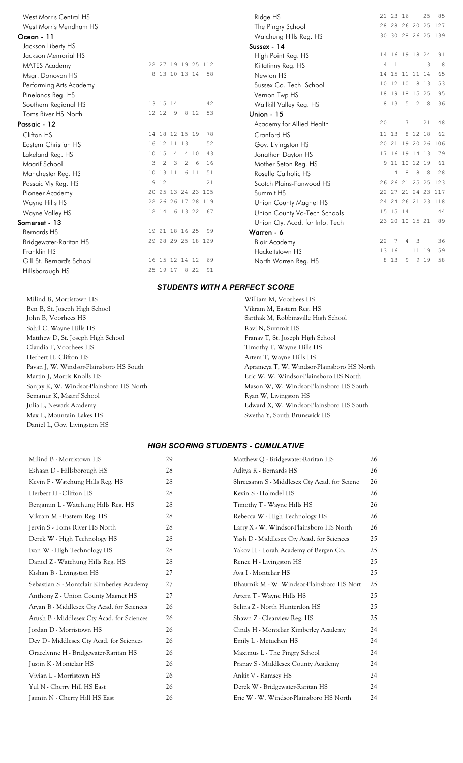| School | | | | | | |
|---|---|---|---|---|---|---|
| West Morris Central HS | | | | | | |
| West Morris Mendham HS | | | | | | |
| **Ocean - 11** | | | | | | |
| Jackson Liberty HS | | | | | | |
| Jackson Memorial HS | | | | | | |
| MATES Academy | 22 | 27 | 19 | 19 | 25 | 112 |
| Msgr. Donovan HS | 8 | 13 | 10 | 13 | 14 | 58 |
| Performing Arts Academy | | | | | | |
| Pinelands Reg. HS | | | | | | |
| Southern Regional HS | 13 | 15 | 14 | | | 42 |
| Toms River HS North | 12 | 12 | 9 | 8 | 12 | 53 |
| **Passaic - 12** | | | | | | |
| Clifton HS | 14 | 18 | 12 | 15 | 19 | 78 |
| Eastern Christian HS | 16 | 12 | 11 | 13 | | 52 |
| Lakeland Reg. HS | 10 | 15 | 4 | 4 | 10 | 43 |
| Maarif School | 3 | 2 | 3 | 2 | 6 | 16 |
| Manchester Reg. HS | 10 | 13 | 11 | 6 | 11 | 51 |
| Passaic Vly Reg. HS | 9 | 12 | | | | 21 |
| Pioneer Academy | 20 | 25 | 13 | 24 | 23 | 105 |
| Wayne Hills HS | 22 | 26 | 26 | 17 | 28 | 119 |
| Wayne Valley HS | 12 | 14 | 6 | 13 | 22 | 67 |
| **Somerset - 13** | | | | | | |
| Bernards HS | 19 | 21 | 18 | 16 | 25 | 99 |
| Bridgewater-Raritan HS | 29 | 28 | 29 | 25 | 18 | 129 |
| Franklin HS | | | | | | |
| Gill St. Bernard's School | 16 | 15 | 12 | 14 | 12 | 69 |
| Hillsborough HS | 25 | 19 | 17 | 8 | 22 | 91 |
| Ridge HS | 21 | 23 | 16 | | 25 | 85 |
| The Pingry School | 28 | 28 | 26 | 20 | 25 | 127 |
| Watchung Hills Reg. HS | 30 | 30 | 28 | 26 | 25 | 139 |
| **Sussex - 14** | | | | | | |
| High Point Reg. HS | 14 | 16 | 19 | 18 | 24 | 91 |
| Kittatinny Reg. HS | 4 | 1 | | | 3 | 8 |
| Newton HS | 14 | 15 | 11 | 11 | 14 | 65 |
| Sussex Co. Tech. School | 10 | 12 | 10 | 8 | 13 | 53 |
| Vernon Twp HS | 18 | 19 | 18 | 15 | 25 | 95 |
| Wallkill Valley Reg. HS | 8 | 13 | 5 | 2 | 8 | 36 |
| **Union - 15** | | | | | | |
| Academy for Allied Health | 20 | | 7 | | 21 | 48 |
| Cranford HS | 11 | 13 | 8 | 12 | 18 | 62 |
| Gov. Livingston HS | 20 | 21 | 19 | 20 | 26 | 106 |
| Jonathan Dayton HS | 17 | 16 | 19 | 14 | 13 | 79 |
| Mother Seton Reg. HS | 9 | 11 | 10 | 12 | 19 | 61 |
| Roselle Catholic HS | | 4 | 8 | 8 | 8 | 28 |
| Scotch Plains-Fanwood HS | 26 | 26 | 21 | 25 | 25 | 123 |
| Summit HS | 22 | 27 | 21 | 24 | 23 | 117 |
| Union County Magnet HS | 24 | 24 | 26 | 21 | 23 | 118 |
| Union County Vo-Tech Schools | 15 | 15 | 14 | | | 44 |
| Union Cty. Acad. for Info. Tech | 23 | 20 | 10 | 15 | 21 | 89 |
| **Warren - 6** | | | | | | |
| Blair Academy | 22 | 7 | 4 | 3 | | 36 |
| Hackettstown HS | 13 | 16 | | 11 | 19 | 59 |
| North Warren Reg. HS | 8 | 13 | 9 | 9 | 19 | 58 |

## *STUDENTS WITH A PERFECT SCORE*

Milind B, Morristown HS
Ben B, St. Joseph High School
John B, Voorhees HS
Sahil C, Wayne Hills HS
Matthew D, St. Joseph High School
Claudia F, Voorhees HS
Herbert H, Clifton HS
Pavan J, W. Windsor-Plainsboro HS South
Martin J, Morris Knolls HS
Sanjay K, W. Windsor-Plainsboro HS North
Semanur K, Maarif School
Julia L, Newark Academy
Max L, Mountain Lakes HS
Daniel L, Gov. Livingston HS
William M, Voorhees HS
Vikram M, Eastern Reg. HS
Sarthak M, Robbinsville High School
Ravi N, Summit HS
Pranav T, St. Joseph High School
Timothy T, Wayne Hills HS
Artem T, Wayne Hills HS
Aprameya T, W. Windsor-Plainsboro HS North
Eric W, W. Windsor-Plainsboro HS North
Mason W, W. Windsor-Plainsboro HS South
Ryan W, Livingston HS
Edward X, W. Windsor-Plainsboro HS South
Swetha Y, South Brunswick HS

## *HIGH SCORING STUDENTS - CUMULATIVE*

| Student | Score |
|---|---|
| Milind B - Morristown HS | 29 |
| Eshaan D - Hillsborough HS | 28 |
| Kevin F - Watchung Hills Reg. HS | 28 |
| Herbert H - Clifton HS | 28 |
| Benjamin L - Watchung Hills Reg. HS | 28 |
| Vikram M - Eastern Reg. HS | 28 |
| Jervin S - Toms River HS North | 28 |
| Derek W - High Technology HS | 28 |
| Ivan W - High Technology HS | 28 |
| Daniel Z - Watchung Hills Reg. HS | 28 |
| Kishan B - Livingston HS | 27 |
| Sebastian S - Montclair Kimberley Academy | 27 |
| Anthony Z - Union County Magnet HS | 27 |
| Aryan B - Middlesex Cty Acad. for Sciences | 26 |
| Arush B - Middlesex Cty Acad. for Sciences | 26 |
| Jordan D - Morristown HS | 26 |
| Dev D - Middlesex Cty Acad. for Sciences | 26 |
| Gracelynne H - Bridgewater-Raritan HS | 26 |
| Justin K - Montclair HS | 26 |
| Vivian L - Morristown HS | 26 |
| Yul N - Cherry Hill HS East | 26 |
| Jaimin N - Cherry Hill HS East | 26 |
| Matthew Q - Bridgewater-Raritan HS | 26 |
| Aditya R - Bernards HS | 26 |
| Shreesaran S - Middlesex Cty Acad. for Scienc | 26 |
| Kevin S - Holmdel HS | 26 |
| Timothy T - Wayne Hills HS | 26 |
| Rebecca W - High Technology HS | 26 |
| Larry X - W. Windsor-Plainsboro HS North | 26 |
| Yash D - Middlesex Cty Acad. for Sciences | 25 |
| Yakov H - Torah Academy of Bergen Co. | 25 |
| Renee H - Livingston HS | 25 |
| Ava I - Montclair HS | 25 |
| Bhaumik M - W. Windsor-Plainsboro HS Nort | 25 |
| Artem T - Wayne Hills HS | 25 |
| Selina Z - North Hunterdon HS | 25 |
| Shawn Z - Clearview Reg. HS | 25 |
| Cindy H - Montclair Kimberley Academy | 24 |
| Emily L - Metuchen HS | 24 |
| Maximus L - The Pingry School | 24 |
| Pranav S - Middlesex County Academy | 24 |
| Ankit V - Ramsey HS | 24 |
| Derek W - Bridgewater-Raritan HS | 24 |
| Eric W - W. Windsor-Plainsboro HS North | 24 |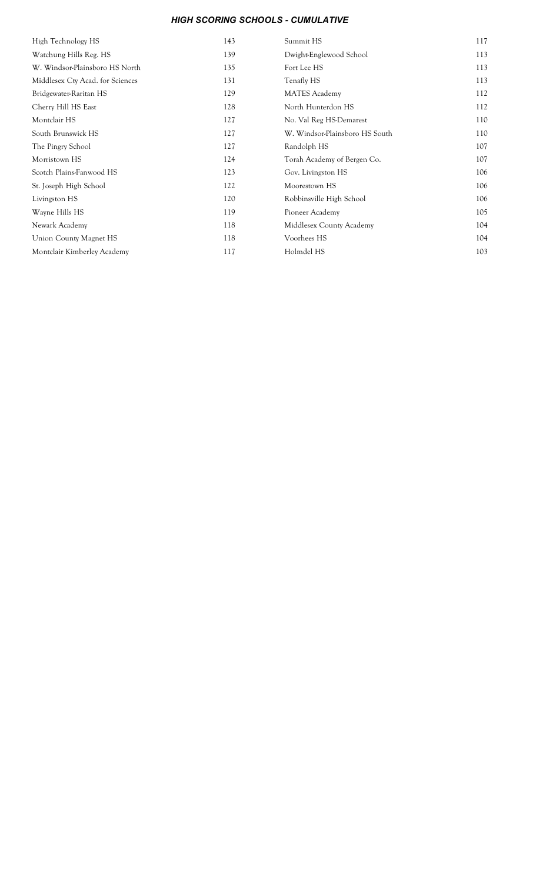### *HIGH SCORING SCHOOLS - CUMULATIVE*

| | | | |
|---|---|---|---|
| High Technology HS | 143 | Summit HS | 117 |
| Watchung Hills Reg. HS | 139 | Dwight-Englewood School | 113 |
| W. Windsor-Plainsboro HS North | 135 | Fort Lee HS | 113 |
| Middlesex Cty Acad. for Sciences | 131 | Tenafly HS | 113 |
| Bridgewater-Raritan HS | 129 | MATES Academy | 112 |
| Cherry Hill HS East | 128 | North Hunterdon HS | 112 |
| Montclair HS | 127 | No. Val Reg HS-Demarest | 110 |
| South Brunswick HS | 127 | W. Windsor-Plainsboro HS South | 110 |
| The Pingry School | 127 | Randolph HS | 107 |
| Morristown HS | 124 | Torah Academy of Bergen Co. | 107 |
| Scotch Plains-Fanwood HS | 123 | Gov. Livingston HS | 106 |
| St. Joseph High School | 122 | Moorestown HS | 106 |
| Livingston HS | 120 | Robbinsville High School | 106 |
| Wayne Hills HS | 119 | Pioneer Academy | 105 |
| Newark Academy | 118 | Middlesex County Academy | 104 |
| Union County Magnet HS | 118 | Voorhees HS | 104 |
| Montclair Kimberley Academy | 117 | Holmdel HS | 103 |